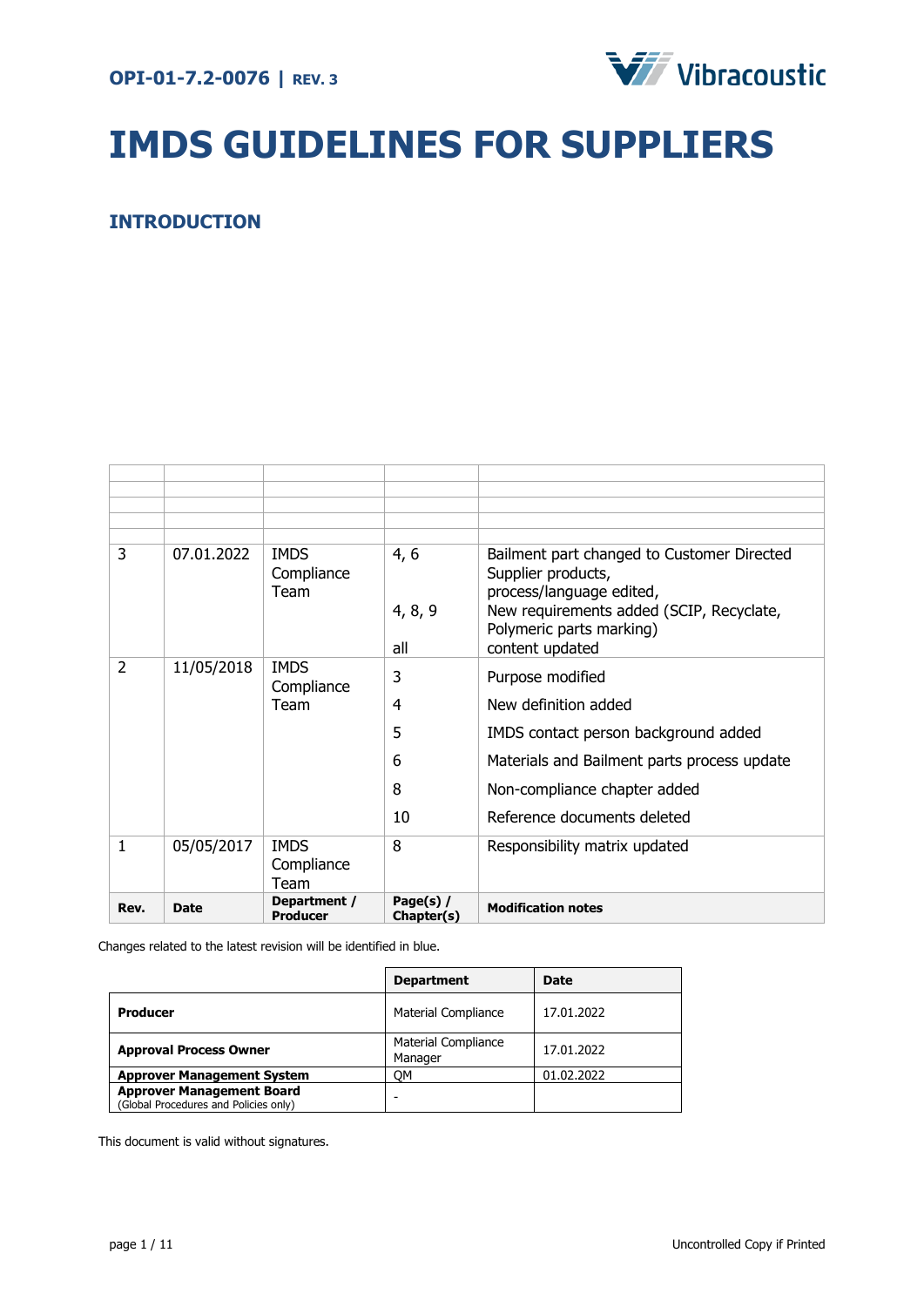OPI-01-7.2-0076 | REV. 3

# IMDS GUIDELINES FOR SUPPLIERS

## INTRODUCTION

| | | | | |
|---|---|---|---|---|
| | | | | |
| | | | | |
| | | | | |
| | | | | |
| 3 | 07.01.2022 | IMDS Compliance Team | 4, 6<br><br>4, 8, 9<br><br>all | Bailment part changed to Customer Directed Supplier products, process/language edited,<br>New requirements added (SCIP, Recyclate, Polymeric parts marking)<br>content updated |
| 2 | 11/05/2018 | IMDS Compliance Team | 3<br>4<br>5<br>6<br>8<br>10 | Purpose modified<br>New definition added<br>IMDS contact person background added<br>Materials and Bailment parts process update<br>Non-compliance chapter added<br>Reference documents deleted |
| 1 | 05/05/2017 | IMDS Compliance Team | 8 | Responsibility matrix updated |
| **Rev.** | **Date** | **Department / Producer** | **Page(s) / Chapter(s)** | **Modification notes** |

Changes related to the latest revision will be identified in blue.

| | **Department** | **Date** |
|---|---|---|
| **Producer** | Material Compliance | 17.01.2022 |
| **Approval Process Owner** | Material Compliance Manager | 17.01.2022 |
| **Approver Management System** | QM | 01.02.2022 |
| **Approver Management Board** (Global Procedures and Policies only) | - | |

This document is valid without signatures.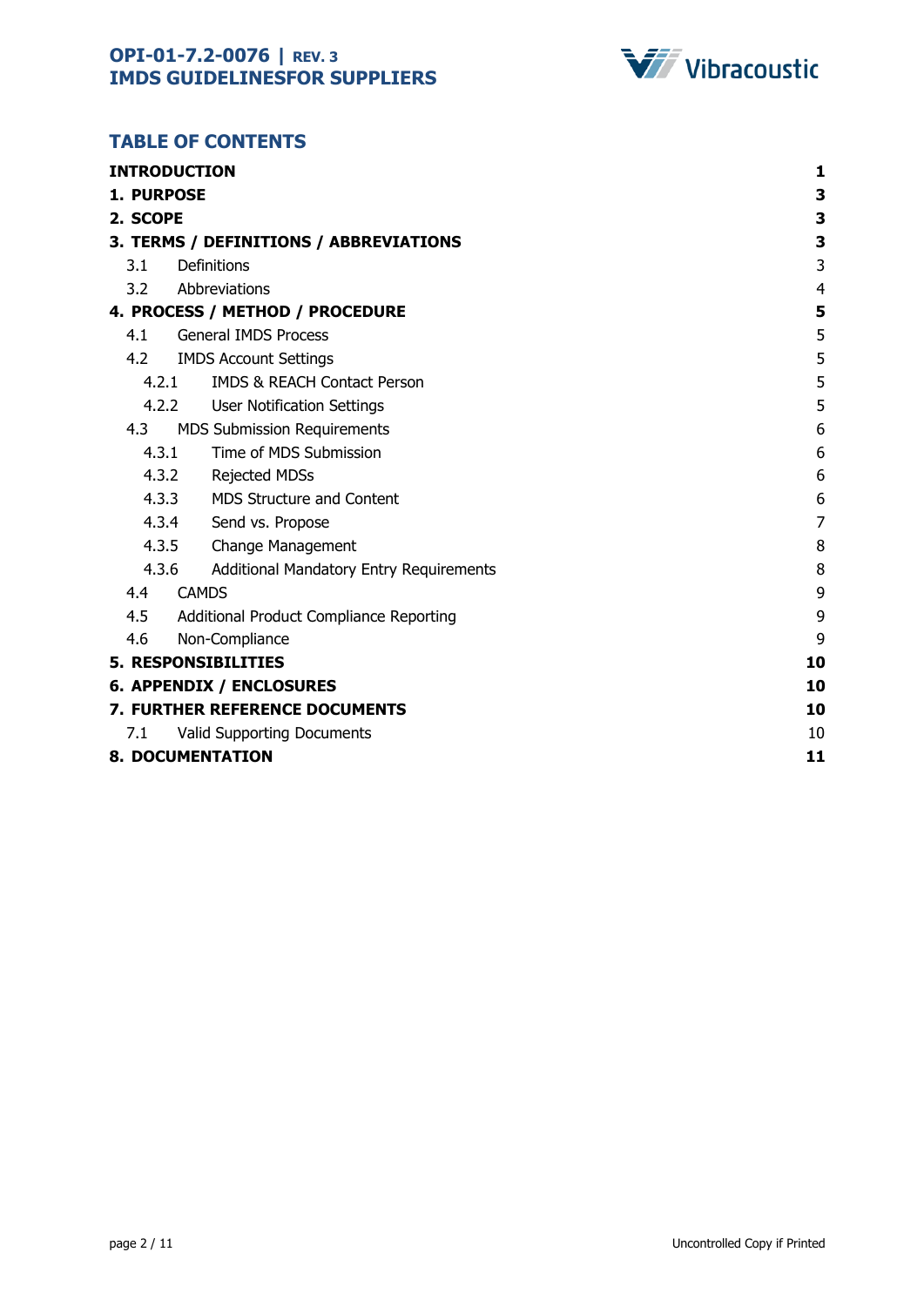## TABLE OF CONTENTS

| | |
|---|---|
| **INTRODUCTION** | **1** |
| **1. PURPOSE** | **3** |
| **2. SCOPE** | **3** |
| **3. TERMS / DEFINITIONS / ABBREVIATIONS** | **3** |
| 3.1 Definitions | 3 |
| 3.2 Abbreviations | 4 |
| **4. PROCESS / METHOD / PROCEDURE** | **5** |
| 4.1 General IMDS Process | 5 |
| 4.2 IMDS Account Settings | 5 |
| 4.2.1 IMDS & REACH Contact Person | 5 |
| 4.2.2 User Notification Settings | 5 |
| 4.3 MDS Submission Requirements | 6 |
| 4.3.1 Time of MDS Submission | 6 |
| 4.3.2 Rejected MDSs | 6 |
| 4.3.3 MDS Structure and Content | 6 |
| 4.3.4 Send vs. Propose | 7 |
| 4.3.5 Change Management | 8 |
| 4.3.6 Additional Mandatory Entry Requirements | 8 |
| 4.4 CAMDS | 9 |
| 4.5 Additional Product Compliance Reporting | 9 |
| 4.6 Non-Compliance | 9 |
| **5. RESPONSIBILITIES** | **10** |
| **6. APPENDIX / ENCLOSURES** | **10** |
| **7. FURTHER REFERENCE DOCUMENTS** | **10** |
| 7.1 Valid Supporting Documents | 10 |
| **8. DOCUMENTATION** | **11** |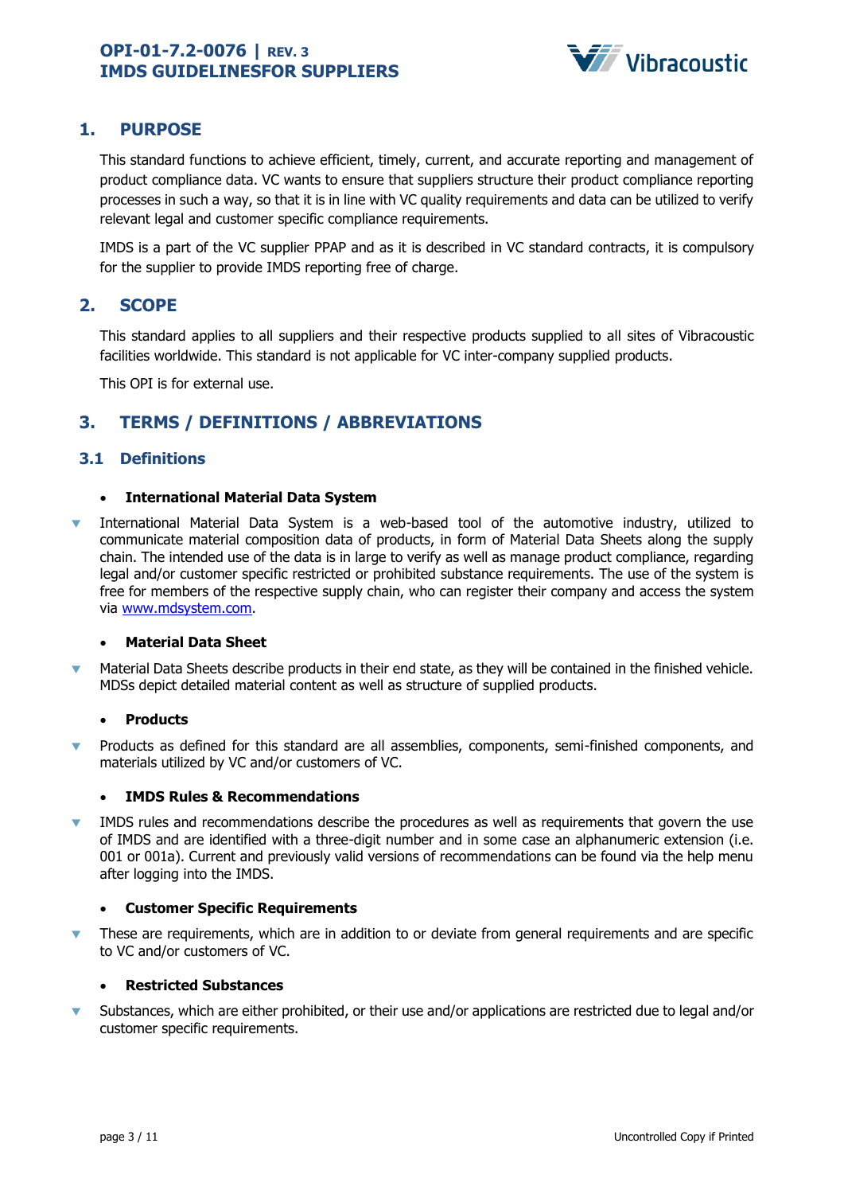## 1. PURPOSE

This standard functions to achieve efficient, timely, current, and accurate reporting and management of product compliance data. VC wants to ensure that suppliers structure their product compliance reporting processes in such a way, so that it is in line with VC quality requirements and data can be utilized to verify relevant legal and customer specific compliance requirements.

IMDS is a part of the VC supplier PPAP and as it is described in VC standard contracts, it is compulsory for the supplier to provide IMDS reporting free of charge.

## 2. SCOPE

This standard applies to all suppliers and their respective products supplied to all sites of Vibracoustic facilities worldwide. This standard is not applicable for VC inter-company supplied products.

This OPI is for external use.

## 3. TERMS / DEFINITIONS / ABBREVIATIONS

### 3.1 Definitions

- **International Material Data System**

International Material Data System is a web-based tool of the automotive industry, utilized to communicate material composition data of products, in form of Material Data Sheets along the supply chain. The intended use of the data is in large to verify as well as manage product compliance, regarding legal and/or customer specific restricted or prohibited substance requirements. The use of the system is free for members of the respective supply chain, who can register their company and access the system via www.mdsystem.com.

- **Material Data Sheet**

Material Data Sheets describe products in their end state, as they will be contained in the finished vehicle. MDSs depict detailed material content as well as structure of supplied products.

- **Products**

Products as defined for this standard are all assemblies, components, semi-finished components, and materials utilized by VC and/or customers of VC.

- **IMDS Rules & Recommendations**

IMDS rules and recommendations describe the procedures as well as requirements that govern the use of IMDS and are identified with a three-digit number and in some case an alphanumeric extension (i.e. 001 or 001a). Current and previously valid versions of recommendations can be found via the help menu after logging into the IMDS.

- **Customer Specific Requirements**

These are requirements, which are in addition to or deviate from general requirements and are specific to VC and/or customers of VC.

- **Restricted Substances**

Substances, which are either prohibited, or their use and/or applications are restricted due to legal and/or customer specific requirements.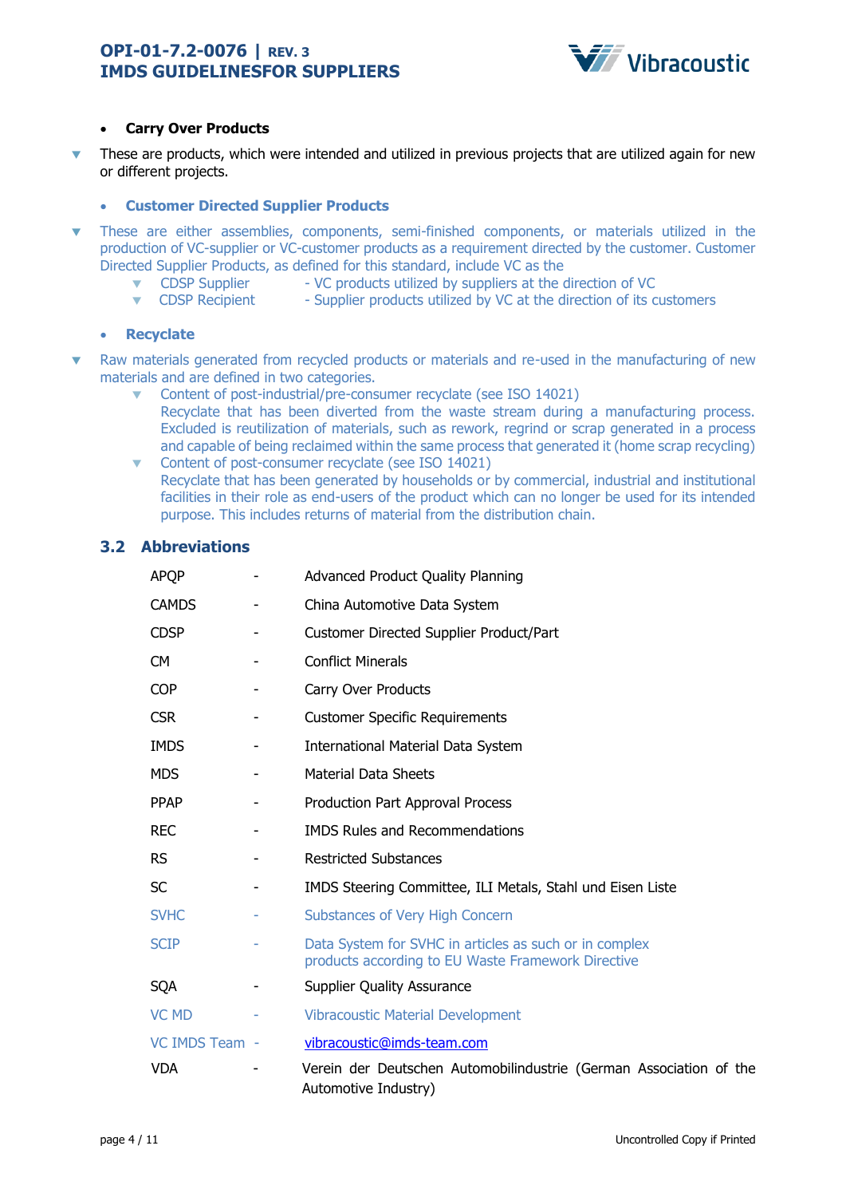- **Carry Over Products**

These are products, which were intended and utilized in previous projects that are utilized again for new or different projects.

- **Customer Directed Supplier Products**

These are either assemblies, components, semi-finished components, or materials utilized in the production of VC-supplier or VC-customer products as a requirement directed by the customer. Customer Directed Supplier Products, as defined for this standard, include VC as the

- CDSP Supplier - VC products utilized by suppliers at the direction of VC
- CDSP Recipient - Supplier products utilized by VC at the direction of its customers

- **Recyclate**

Raw materials generated from recycled products or materials and re-used in the manufacturing of new materials and are defined in two categories.

- Content of post-industrial/pre-consumer recyclate (see ISO 14021)
  Recyclate that has been diverted from the waste stream during a manufacturing process. Excluded is reutilization of materials, such as rework, regrind or scrap generated in a process and capable of being reclaimed within the same process that generated it (home scrap recycling)
- Content of post-consumer recyclate (see ISO 14021)
  Recyclate that has been generated by households or by commercial, industrial and institutional facilities in their role as end-users of the product which can no longer be used for its intended purpose. This includes returns of material from the distribution chain.

## 3.2 Abbreviations

| | | |
|---|---|---|
| APQP | - | Advanced Product Quality Planning |
| CAMDS | - | China Automotive Data System |
| CDSP | - | Customer Directed Supplier Product/Part |
| CM | - | Conflict Minerals |
| COP | - | Carry Over Products |
| CSR | - | Customer Specific Requirements |
| IMDS | - | International Material Data System |
| MDS | - | Material Data Sheets |
| PPAP | - | Production Part Approval Process |
| REC | - | IMDS Rules and Recommendations |
| RS | - | Restricted Substances |
| SC | - | IMDS Steering Committee, ILI Metals, Stahl und Eisen Liste |
| SVHC | - | Substances of Very High Concern |
| SCIP | - | Data System for SVHC in articles as such or in complex products according to EU Waste Framework Directive |
| SQA | - | Supplier Quality Assurance |
| VC MD | - | Vibracoustic Material Development |
| VC IMDS Team | - | vibracoustic@imds-team.com |
| VDA | - | Verein der Deutschen Automobilindustrie (German Association of the Automotive Industry) |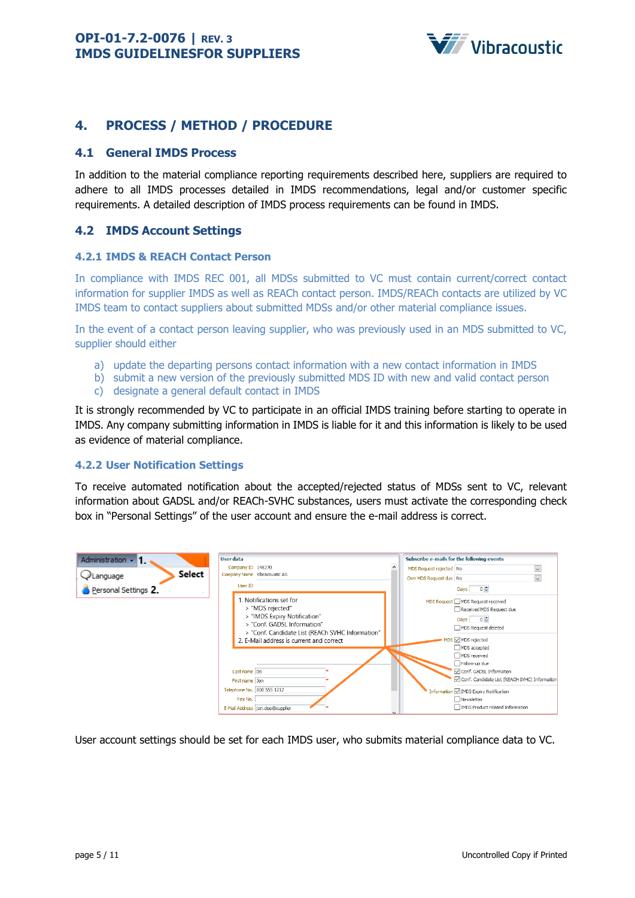## 4. PROCESS / METHOD / PROCEDURE

### 4.1 General IMDS Process

In addition to the material compliance reporting requirements described here, suppliers are required to adhere to all IMDS processes detailed in IMDS recommendations, legal and/or customer specific requirements. A detailed description of IMDS process requirements can be found in IMDS.

### 4.2 IMDS Account Settings

#### 4.2.1 IMDS & REACH Contact Person

In compliance with IMDS REC 001, all MDSs submitted to VC must contain current/correct contact information for supplier IMDS as well as REACh contact person. IMDS/REACh contacts are utilized by VC IMDS team to contact suppliers about submitted MDSs and/or other material compliance issues.

In the event of a contact person leaving supplier, who was previously used in an MDS submitted to VC, supplier should either

a) update the departing persons contact information with a new contact information in IMDS
b) submit a new version of the previously submitted MDS ID with new and valid contact person
c) designate a general default contact in IMDS

It is strongly recommended by VC to participate in an official IMDS training before starting to operate in IMDS. Any company submitting information in IMDS is liable for it and this information is likely to be used as evidence of material compliance.

#### 4.2.2 User Notification Settings

To receive automated notification about the accepted/rejected status of MDSs sent to VC, relevant information about GADSL and/or REACh-SVHC substances, users must activate the corresponding check box in "Personal Settings" of the user account and ensure the e-mail address is correct.

Administration 1. Select
Language
Personal Settings 2.

1. Notifications set for
 > "MDS rejected"
 > "IMDS Expiry Notification"
 > "Conf. GADSL Information"
 > "Conf. Candidate List (REACh SVHC Information"
2. E-Mail address is current and correct

User account settings should be set for each IMDS user, who submits material compliance data to VC.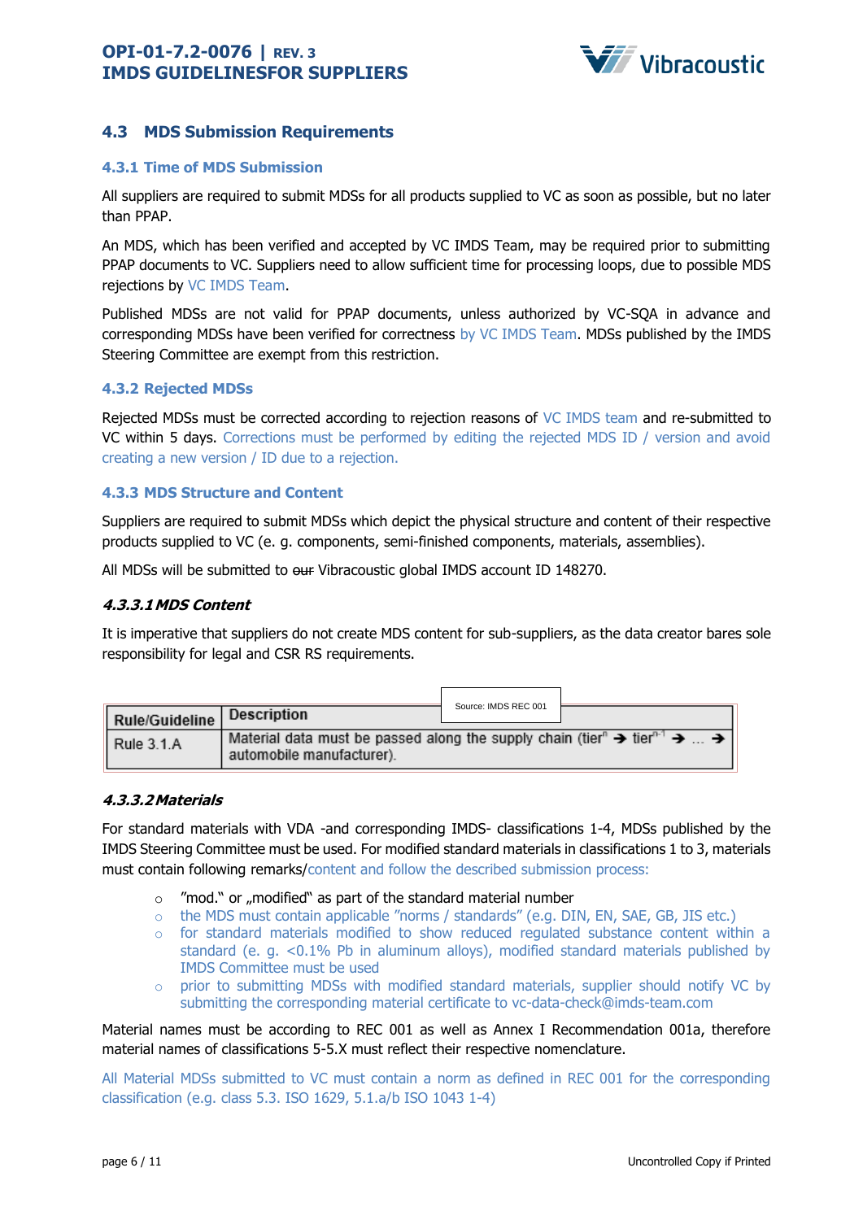## 4.3 MDS Submission Requirements

### 4.3.1 Time of MDS Submission

All suppliers are required to submit MDSs for all products supplied to VC as soon as possible, but no later than PPAP.

An MDS, which has been verified and accepted by VC IMDS Team, may be required prior to submitting PPAP documents to VC. Suppliers need to allow sufficient time for processing loops, due to possible MDS rejections by VC IMDS Team.

Published MDSs are not valid for PPAP documents, unless authorized by VC-SQA in advance and corresponding MDSs have been verified for correctness by VC IMDS Team. MDSs published by the IMDS Steering Committee are exempt from this restriction.

### 4.3.2 Rejected MDSs

Rejected MDSs must be corrected according to rejection reasons of VC IMDS team and re-submitted to VC within 5 days. Corrections must be performed by editing the rejected MDS ID / version and avoid creating a new version / ID due to a rejection.

### 4.3.3 MDS Structure and Content

Suppliers are required to submit MDSs which depict the physical structure and content of their respective products supplied to VC (e. g. components, semi-finished components, materials, assemblies).

All MDSs will be submitted to ~~our~~ Vibracoustic global IMDS account ID 148270.

#### *4.3.3.1 MDS Content*

It is imperative that suppliers do not create MDS content for sub-suppliers, as the data creator bares sole responsibility for legal and CSR RS requirements.

Source: IMDS REC 001

| Rule/Guideline | Description |
|---|---|
| Rule 3.1.A | Material data must be passed along the supply chain (tier$^{n}$ → tier$^{n-1}$ → … → automobile manufacturer). |

#### *4.3.3.2 Materials*

For standard materials with VDA -and corresponding IMDS- classifications 1-4, MDSs published by the IMDS Steering Committee must be used. For modified standard materials in classifications 1 to 3, materials must contain following remarks/content and follow the described submission process:

- "mod." or „modified" as part of the standard material number
- the MDS must contain applicable "norms / standards" (e.g. DIN, EN, SAE, GB, JIS etc.)
- for standard materials modified to show reduced regulated substance content within a standard (e. g. <0.1% Pb in aluminum alloys), modified standard materials published by IMDS Committee must be used
- prior to submitting MDSs with modified standard materials, supplier should notify VC by submitting the corresponding material certificate to vc-data-check@imds-team.com

Material names must be according to REC 001 as well as Annex I Recommendation 001a, therefore material names of classifications 5-5.X must reflect their respective nomenclature.

All Material MDSs submitted to VC must contain a norm as defined in REC 001 for the corresponding classification (e.g. class 5.3. ISO 1629, 5.1.a/b ISO 1043 1-4)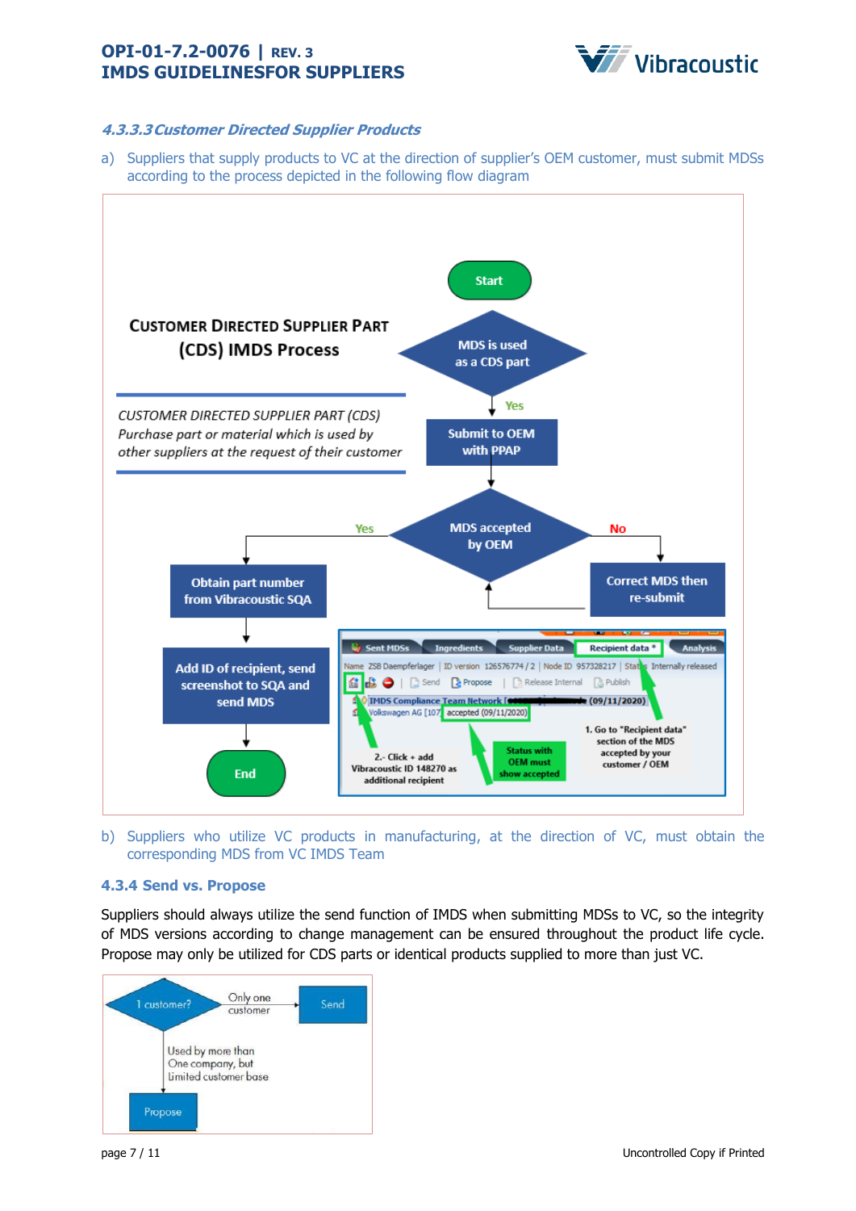#### 4.3.3.3 Customer Directed Supplier Products

a) Suppliers that supply products to VC at the direction of supplier's OEM customer, must submit MDSs according to the process depicted in the following flow diagram

**CUSTOMER DIRECTED SUPPLIER PART (CDS) IMDS Process**

*CUSTOMER DIRECTED SUPPLIER PART (CDS) Purchase part or material which is used by other suppliers at the request of their customer*

Start

MDS is used as a CDS part

Yes

Submit to OEM with PPAP

MDS accepted by OEM

Yes

No

Obtain part number from Vibracoustic SQA

Correct MDS then re-submit

Add ID of recipient, send screenshot to SQA and send MDS

End

Sent MDSs | Ingredients | Supplier Data | Recipient data * | Analysis

Name ZSB Daempferlager | ID version 126576774 / 2 | Node ID 957328217 | Status Internally released

Send | Propose | Release Internal | Publish

IMDS Compliance Team Network (09/11/2020)

Volkswagen AG [107 | accepted (09/11/2020)

1. Go to "Recipient data" section of the MDS accepted by your customer / OEM

2.- Click + add Vibracoustic ID 148270 as additional recipient

Status with OEM must show accepted

b) Suppliers who utilize VC products in manufacturing, at the direction of VC, must obtain the corresponding MDS from VC IMDS Team

### 4.3.4 Send vs. Propose

Suppliers should always utilize the send function of IMDS when submitting MDSs to VC, so the integrity of MDS versions according to change management can be ensured throughout the product life cycle. Propose may only be utilized for CDS parts or identical products supplied to more than just VC.

1 customer?

Only one customer

Send

Used by more than One company, but Limited customer base

Propose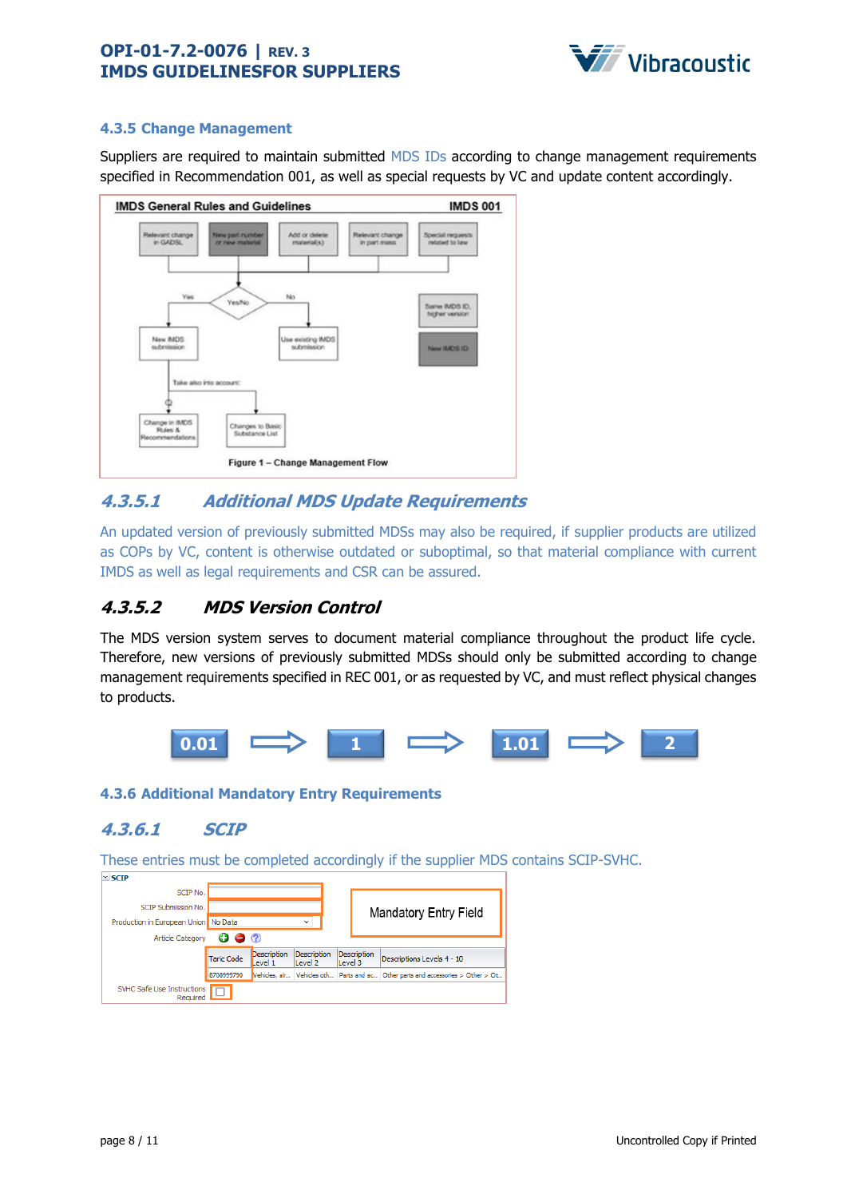### 4.3.5 Change Management

Suppliers are required to maintain submitted MDS IDs according to change management requirements specified in Recommendation 001, as well as special requests by VC and update content accordingly.

IMDS General Rules and Guidelines — IMDS 001

Relevant change in GADSL
New part number or new material
Add or delete material(s)
Relevant change in part mass
Special requests related to law
Yes/No
Yes
No
New IMDS submission
Use existing IMDS submission
Same IMDS ID, higher version
New IMDS ID
Take also into account:
Change in IMDS Rules & Recommendations
Changes to Basic Substance List

Figure 1 – Change Management Flow

#### *4.3.5.1 Additional MDS Update Requirements*

An updated version of previously submitted MDSs may also be required, if supplier products are utilized as COPs by VC, content is otherwise outdated or suboptimal, so that material compliance with current IMDS as well as legal requirements and CSR can be assured.

#### *4.3.5.2 MDS Version Control*

The MDS version system serves to document material compliance throughout the product life cycle. Therefore, new versions of previously submitted MDSs should only be submitted according to change management requirements specified in REC 001, or as requested by VC, and must reflect physical changes to products.

0.01 ⇒ 1 ⇒ 1.01 ⇒ 2

### 4.3.6 Additional Mandatory Entry Requirements

#### *4.3.6.1 SCIP*

These entries must be completed accordingly if the supplier MDS contains SCIP-SVHC.

SCIP
SCIP No.
SCIP Submission No.
Production in European Union: No Data
Article Category
Mandatory Entry Field

| Taric Code | Description Level 1 | Description Level 2 | Description Level 3 | Descriptions Levels 4 - 10 |
|---|---|---|---|---|
| 8708999790 | Vehicles, air... | Vehicles oth... | Parts and ac... | Other parts and accessories > Other > Ot... |

SVHC Safe Use Instructions Required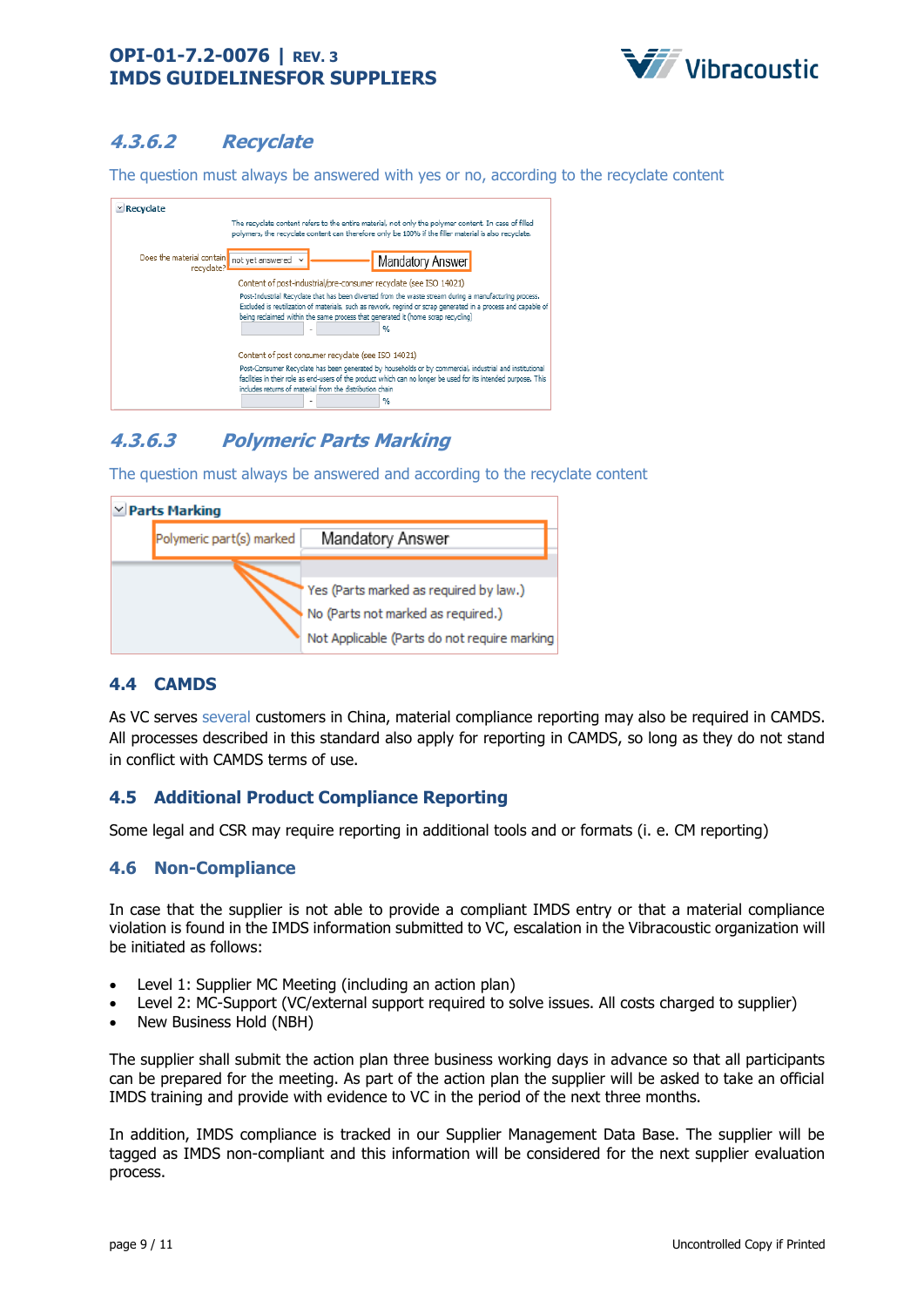### 4.3.6.2 Recyclate

The question must always be answered with yes or no, according to the recyclate content

Recyclate

The recyclate content refers to the entire material, not only the polymer content. In case of filled polymers, the recyclate content can therefore only be 100% if the filler material is also recyclate.

Does the material contain recyclate? not yet answered — Mandatory Answer

Content of post-industrial/pre-consumer recyclate (see ISO 14021)

Post-Industrial Recyclate that has been diverted from the waste stream during a manufacturing process. Excluded is reutilization of materials, such as rework, regrind or scrap generated in a process and capable of being reclaimed within the same process that generated it (home scrap recycling)

Content of post consumer recyclate (see ISO 14021)

Post-Consumer Recyclate has been generated by households or by commercial, industrial and institutional facilities in their role as end-users of the product which can no longer be used for its intended purpose. This includes returns of material from the distribution chain

### 4.3.6.3 Polymeric Parts Marking

The question must always be answered and according to the recyclate content

Parts Marking

Polymeric part(s) marked — Mandatory Answer

- Yes (Parts marked as required by law.)
- No (Parts not marked as required.)
- Not Applicable (Parts do not require marking

## 4.4 CAMDS

As VC serves several customers in China, material compliance reporting may also be required in CAMDS. All processes described in this standard also apply for reporting in CAMDS, so long as they do not stand in conflict with CAMDS terms of use.

## 4.5 Additional Product Compliance Reporting

Some legal and CSR may require reporting in additional tools and or formats (i. e. CM reporting)

## 4.6 Non-Compliance

In case that the supplier is not able to provide a compliant IMDS entry or that a material compliance violation is found in the IMDS information submitted to VC, escalation in the Vibracoustic organization will be initiated as follows:

- Level 1: Supplier MC Meeting (including an action plan)
- Level 2: MC-Support (VC/external support required to solve issues. All costs charged to supplier)
- New Business Hold (NBH)

The supplier shall submit the action plan three business working days in advance so that all participants can be prepared for the meeting. As part of the action plan the supplier will be asked to take an official IMDS training and provide with evidence to VC in the period of the next three months.

In addition, IMDS compliance is tracked in our Supplier Management Data Base. The supplier will be tagged as IMDS non-compliant and this information will be considered for the next supplier evaluation process.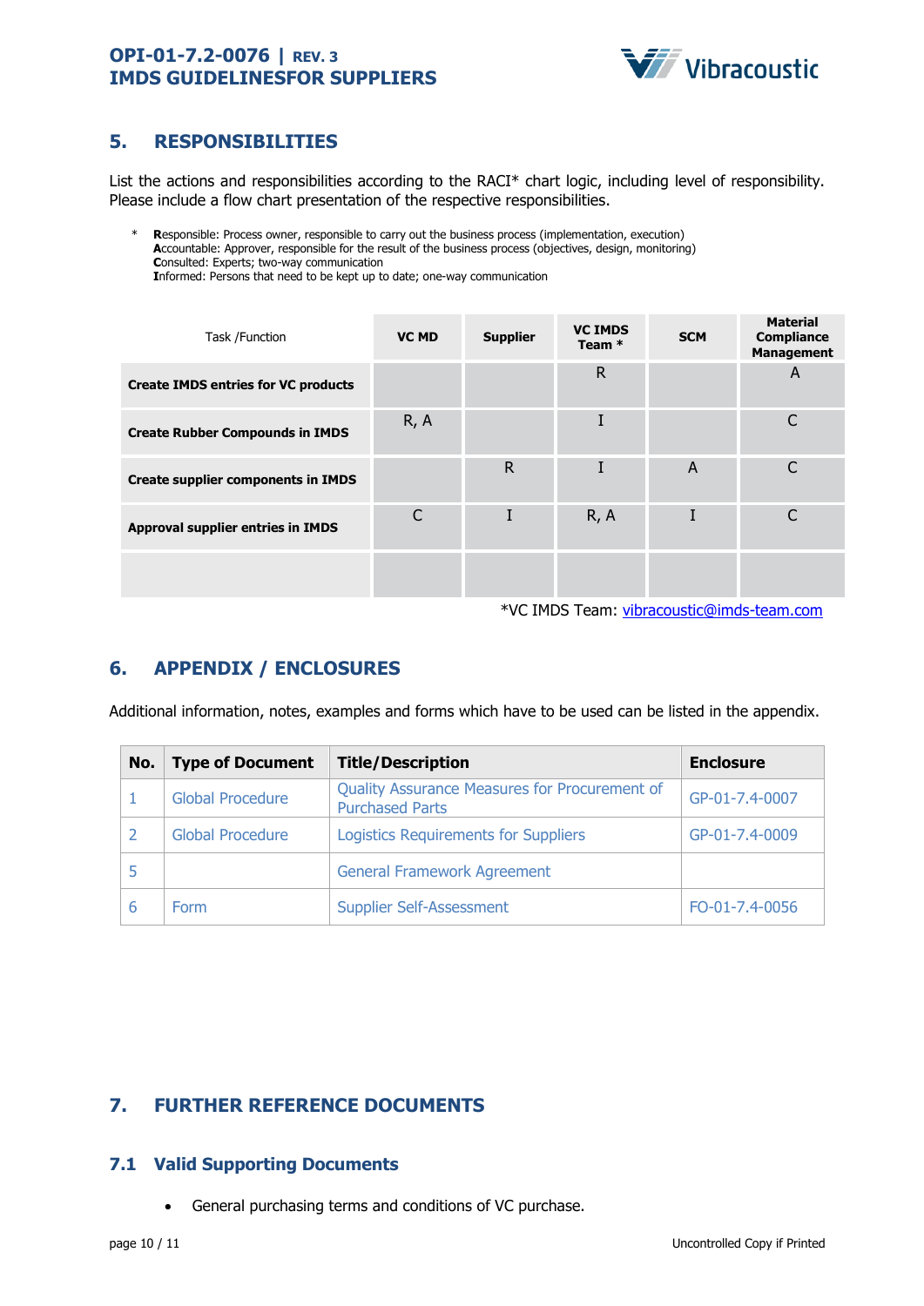## 5. RESPONSIBILITIES

List the actions and responsibilities according to the RACI* chart logic, including level of responsibility. Please include a flow chart presentation of the respective responsibilities.

\* **R**esponsible: Process owner, responsible to carry out the business process (implementation, execution)
**A**ccountable: Approver, responsible for the result of the business process (objectives, design, monitoring)
**C**onsulted: Experts; two-way communication
**I**nformed: Persons that need to be kept up to date; one-way communication

| Task /Function | VC MD | Supplier | VC IMDS Team * | SCM | Material Compliance Management |
|---|---|---|---|---|---|
| **Create IMDS entries for VC products** | | | R | | A |
| **Create Rubber Compounds in IMDS** | R, A | | I | | C |
| **Create supplier components in IMDS** | | R | I | A | C |
| **Approval supplier entries in IMDS** | C | I | R, A | I | C |
| | | | | | |

*VC IMDS Team: vibracoustic@imds-team.com

## 6. APPENDIX / ENCLOSURES

Additional information, notes, examples and forms which have to be used can be listed in the appendix.

| No. | Type of Document | Title/Description | Enclosure |
|---|---|---|---|
| 1 | Global Procedure | Quality Assurance Measures for Procurement of Purchased Parts | GP-01-7.4-0007 |
| 2 | Global Procedure | Logistics Requirements for Suppliers | GP-01-7.4-0009 |
| 5 | | General Framework Agreement | |
| 6 | Form | Supplier Self-Assessment | FO-01-7.4-0056 |

## 7. FURTHER REFERENCE DOCUMENTS

### 7.1 Valid Supporting Documents

- General purchasing terms and conditions of VC purchase.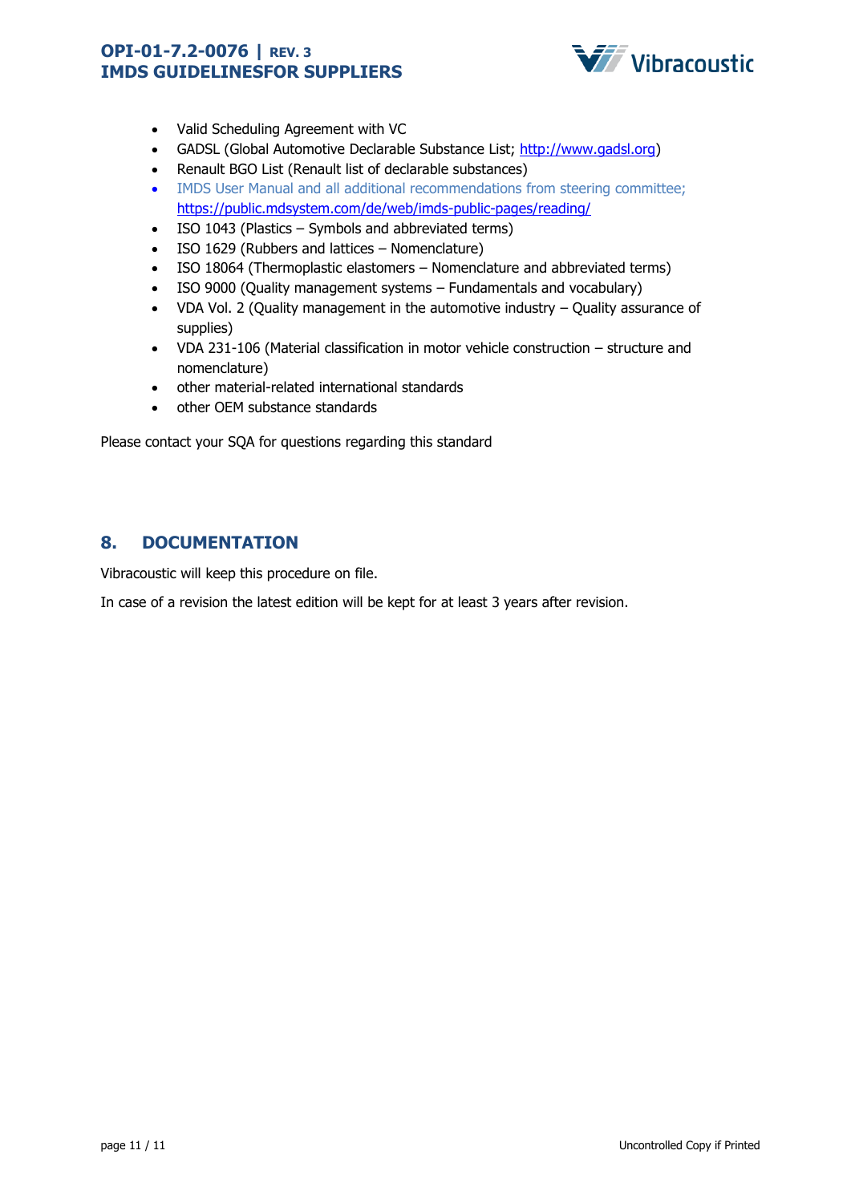- Valid Scheduling Agreement with VC
- GADSL (Global Automotive Declarable Substance List; http://www.gadsl.org)
- Renault BGO List (Renault list of declarable substances)
- IMDS User Manual and all additional recommendations from steering committee; https://public.mdsystem.com/de/web/imds-public-pages/reading/
- ISO 1043 (Plastics – Symbols and abbreviated terms)
- ISO 1629 (Rubbers and lattices – Nomenclature)
- ISO 18064 (Thermoplastic elastomers – Nomenclature and abbreviated terms)
- ISO 9000 (Quality management systems – Fundamentals and vocabulary)
- VDA Vol. 2 (Quality management in the automotive industry – Quality assurance of supplies)
- VDA 231-106 (Material classification in motor vehicle construction – structure and nomenclature)
- other material-related international standards
- other OEM substance standards

Please contact your SQA for questions regarding this standard

## 8. DOCUMENTATION

Vibracoustic will keep this procedure on file.

In case of a revision the latest edition will be kept for at least 3 years after revision.